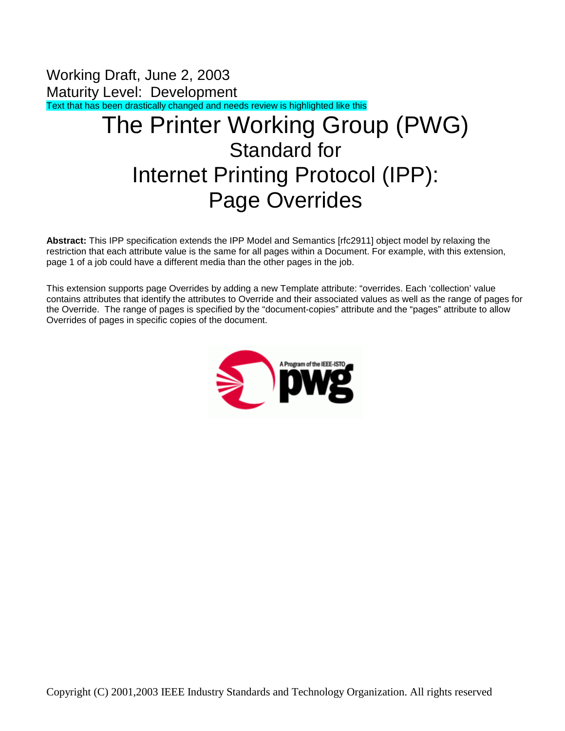Working Draft, June 2, 2003
Maturity Level: Development
Text that has been drastically changed and needs review is highlighted like this

# The Printer Working Group (PWG)
## Standard for
## Internet Printing Protocol (IPP):
## Page Overrides

**Abstract:** This IPP specification extends the IPP Model and Semantics [rfc2911] object model by relaxing the restriction that each attribute value is the same for all pages within a Document. For example, with this extension, page 1 of a job could have a different media than the other pages in the job.

This extension supports page Overrides by adding a new Template attribute: “overrides. Each ‘collection’ value contains attributes that identify the attributes to Override and their associated values as well as the range of pages for the Override. The range of pages is specified by the “document-copies” attribute and the “pages” attribute to allow Overrides of pages in specific copies of the document.

Copyright (C) 2001,2003 IEEE Industry Standards and Technology Organization. All rights reserved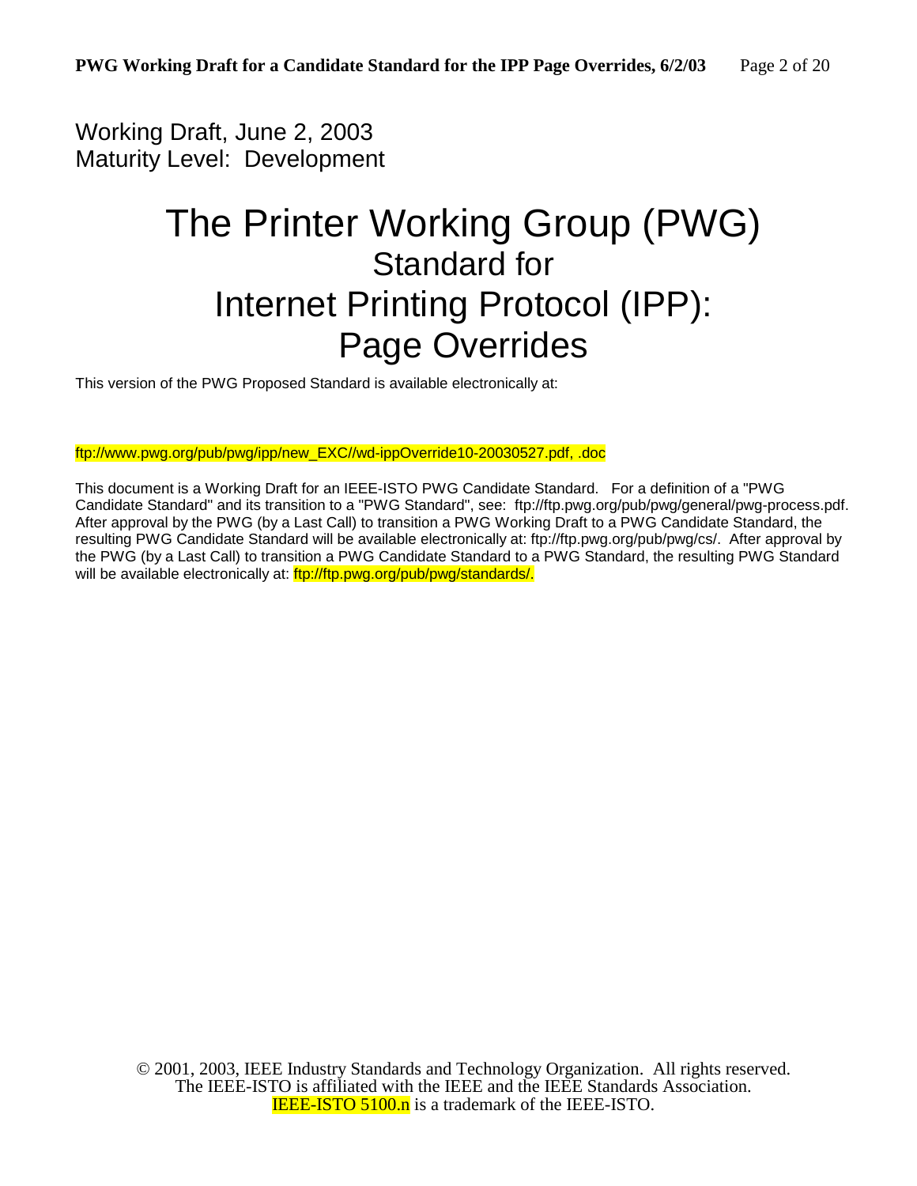Working Draft, June 2, 2003
Maturity Level: Development

# The Printer Working Group (PWG)
## Standard for
## Internet Printing Protocol (IPP):
## Page Overrides

This version of the PWG Proposed Standard is available electronically at:

ftp://www.pwg.org/pub/pwg/ipp/new_EXC//wd-ippOverride10-20030527.pdf, .doc

This document is a Working Draft for an IEEE-ISTO PWG Candidate Standard. For a definition of a "PWG Candidate Standard" and its transition to a "PWG Standard", see: ftp://ftp.pwg.org/pub/pwg/general/pwg-process.pdf. After approval by the PWG (by a Last Call) to transition a PWG Working Draft to a PWG Candidate Standard, the resulting PWG Candidate Standard will be available electronically at: ftp://ftp.pwg.org/pub/pwg/cs/. After approval by the PWG (by a Last Call) to transition a PWG Candidate Standard to a PWG Standard, the resulting PWG Standard will be available electronically at: ftp://ftp.pwg.org/pub/pwg/standards/.

© 2001, 2003, IEEE Industry Standards and Technology Organization. All rights reserved.
The IEEE-ISTO is affiliated with the IEEE and the IEEE Standards Association.
IEEE-ISTO 5100.n is a trademark of the IEEE-ISTO.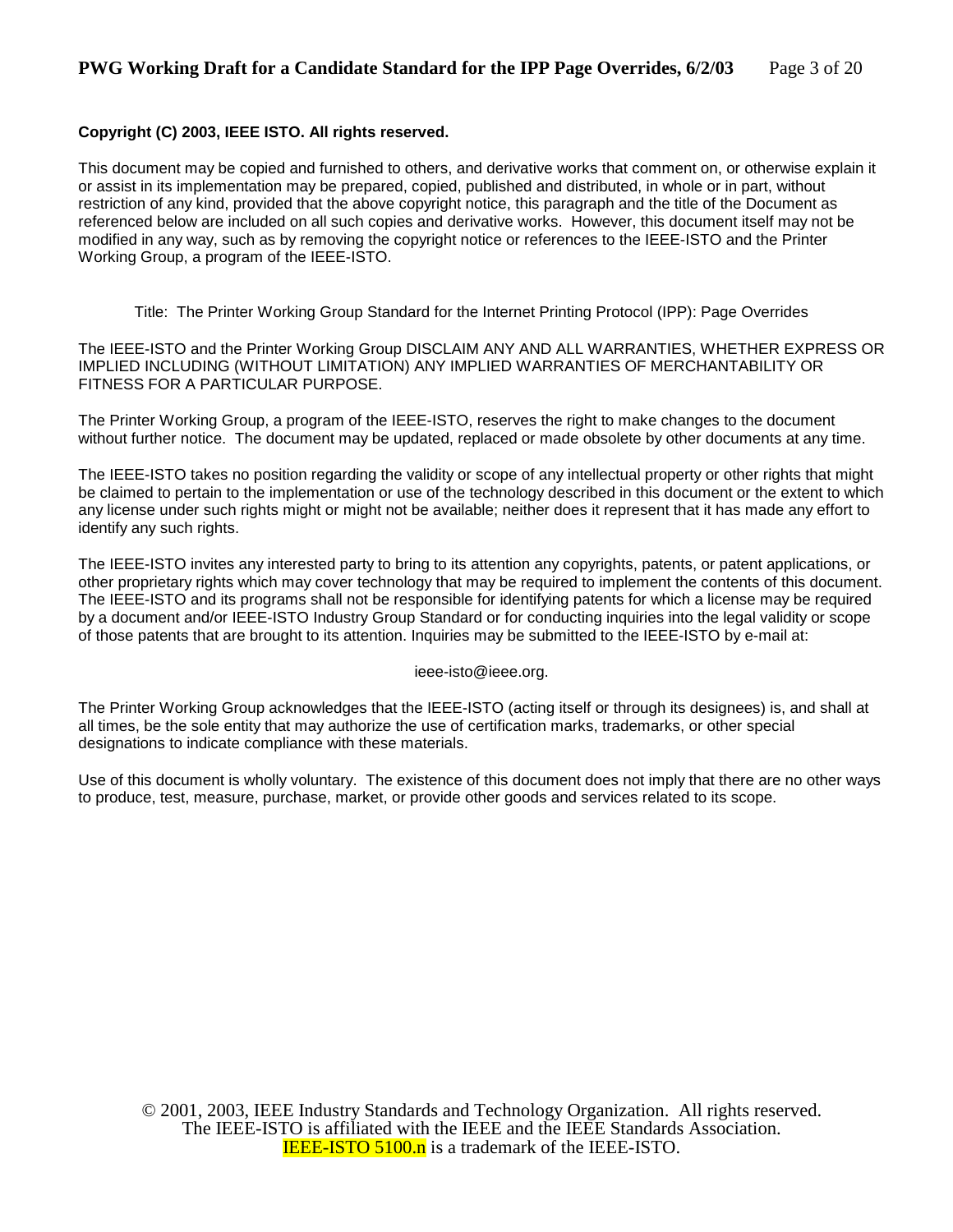**Copyright (C) 2003, IEEE ISTO. All rights reserved.**

This document may be copied and furnished to others, and derivative works that comment on, or otherwise explain it or assist in its implementation may be prepared, copied, published and distributed, in whole or in part, without restriction of any kind, provided that the above copyright notice, this paragraph and the title of the Document as referenced below are included on all such copies and derivative works. However, this document itself may not be modified in any way, such as by removing the copyright notice or references to the IEEE-ISTO and the Printer Working Group, a program of the IEEE-ISTO.

Title: The Printer Working Group Standard for the Internet Printing Protocol (IPP): Page Overrides

The IEEE-ISTO and the Printer Working Group DISCLAIM ANY AND ALL WARRANTIES, WHETHER EXPRESS OR IMPLIED INCLUDING (WITHOUT LIMITATION) ANY IMPLIED WARRANTIES OF MERCHANTABILITY OR FITNESS FOR A PARTICULAR PURPOSE.

The Printer Working Group, a program of the IEEE-ISTO, reserves the right to make changes to the document without further notice. The document may be updated, replaced or made obsolete by other documents at any time.

The IEEE-ISTO takes no position regarding the validity or scope of any intellectual property or other rights that might be claimed to pertain to the implementation or use of the technology described in this document or the extent to which any license under such rights might or might not be available; neither does it represent that it has made any effort to identify any such rights.

The IEEE-ISTO invites any interested party to bring to its attention any copyrights, patents, or patent applications, or other proprietary rights which may cover technology that may be required to implement the contents of this document. The IEEE-ISTO and its programs shall not be responsible for identifying patents for which a license may be required by a document and/or IEEE-ISTO Industry Group Standard or for conducting inquiries into the legal validity or scope of those patents that are brought to its attention. Inquiries may be submitted to the IEEE-ISTO by e-mail at:

ieee-isto@ieee.org.

The Printer Working Group acknowledges that the IEEE-ISTO (acting itself or through its designees) is, and shall at all times, be the sole entity that may authorize the use of certification marks, trademarks, or other special designations to indicate compliance with these materials.

Use of this document is wholly voluntary. The existence of this document does not imply that there are no other ways to produce, test, measure, purchase, market, or provide other goods and services related to its scope.

© 2001, 2003, IEEE Industry Standards and Technology Organization. All rights reserved.
The IEEE-ISTO is affiliated with the IEEE and the IEEE Standards Association.
IEEE-ISTO 5100.n is a trademark of the IEEE-ISTO.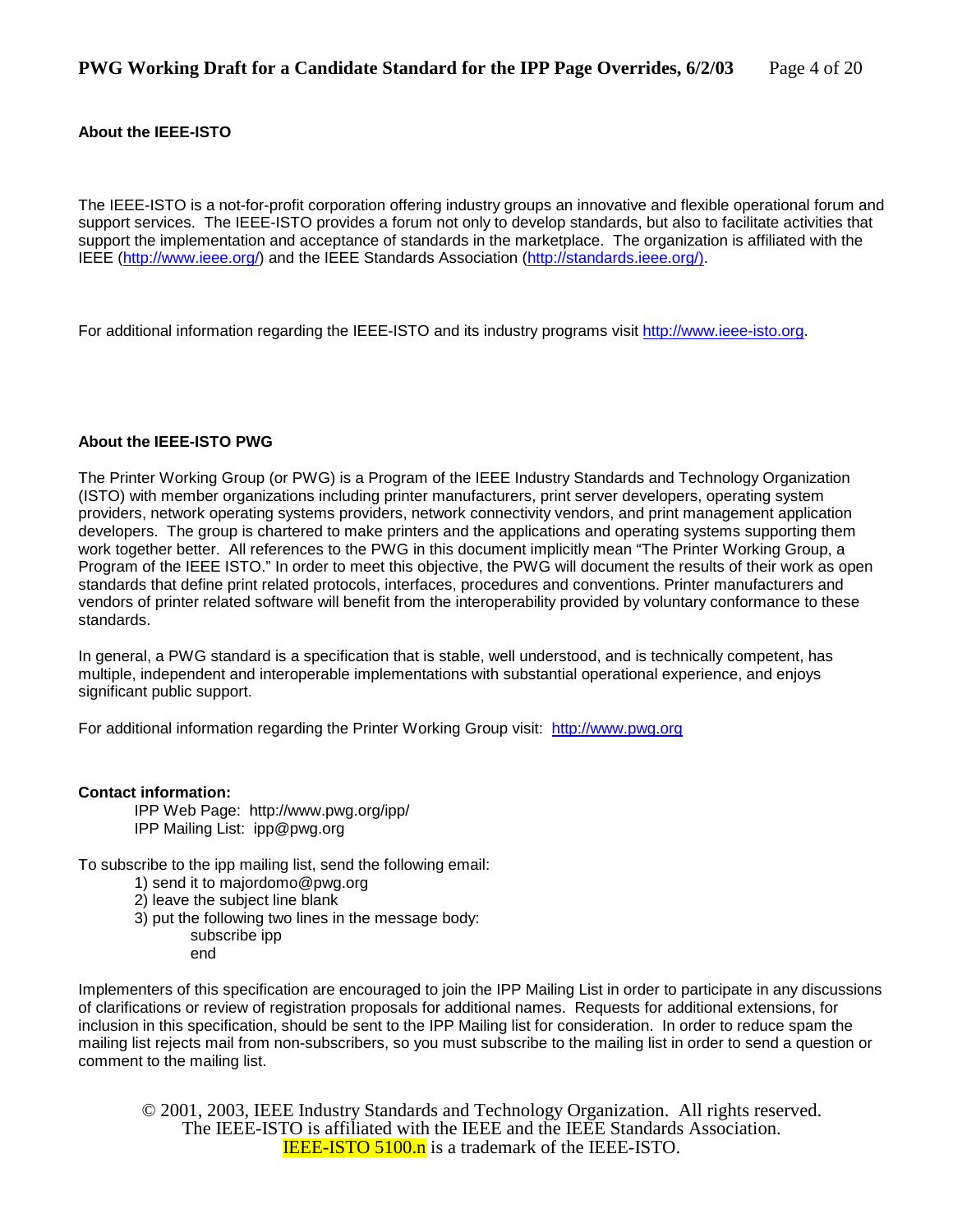**About the IEEE-ISTO**

The IEEE-ISTO is a not-for-profit corporation offering industry groups an innovative and flexible operational forum and support services. The IEEE-ISTO provides a forum not only to develop standards, but also to facilitate activities that support the implementation and acceptance of standards in the marketplace. The organization is affiliated with the IEEE (http://www.ieee.org/) and the IEEE Standards Association (http://standards.ieee.org/).

For additional information regarding the IEEE-ISTO and its industry programs visit http://www.ieee-isto.org.

**About the IEEE-ISTO PWG**

The Printer Working Group (or PWG) is a Program of the IEEE Industry Standards and Technology Organization (ISTO) with member organizations including printer manufacturers, print server developers, operating system providers, network operating systems providers, network connectivity vendors, and print management application developers. The group is chartered to make printers and the applications and operating systems supporting them work together better. All references to the PWG in this document implicitly mean "The Printer Working Group, a Program of the IEEE ISTO." In order to meet this objective, the PWG will document the results of their work as open standards that define print related protocols, interfaces, procedures and conventions. Printer manufacturers and vendors of printer related software will benefit from the interoperability provided by voluntary conformance to these standards.

In general, a PWG standard is a specification that is stable, well understood, and is technically competent, has multiple, independent and interoperable implementations with substantial operational experience, and enjoys significant public support.

For additional information regarding the Printer Working Group visit: http://www.pwg.org

**Contact information:**

IPP Web Page: http://www.pwg.org/ipp/
IPP Mailing List: ipp@pwg.org

To subscribe to the ipp mailing list, send the following email:

1) send it to majordomo@pwg.org
2) leave the subject line blank
3) put the following two lines in the message body:
   subscribe ipp
   end

Implementers of this specification are encouraged to join the IPP Mailing List in order to participate in any discussions of clarifications or review of registration proposals for additional names. Requests for additional extensions, for inclusion in this specification, should be sent to the IPP Mailing list for consideration. In order to reduce spam the mailing list rejects mail from non-subscribers, so you must subscribe to the mailing list in order to send a question or comment to the mailing list.

© 2001, 2003, IEEE Industry Standards and Technology Organization. All rights reserved.
The IEEE-ISTO is affiliated with the IEEE and the IEEE Standards Association.
IEEE-ISTO 5100.n is a trademark of the IEEE-ISTO.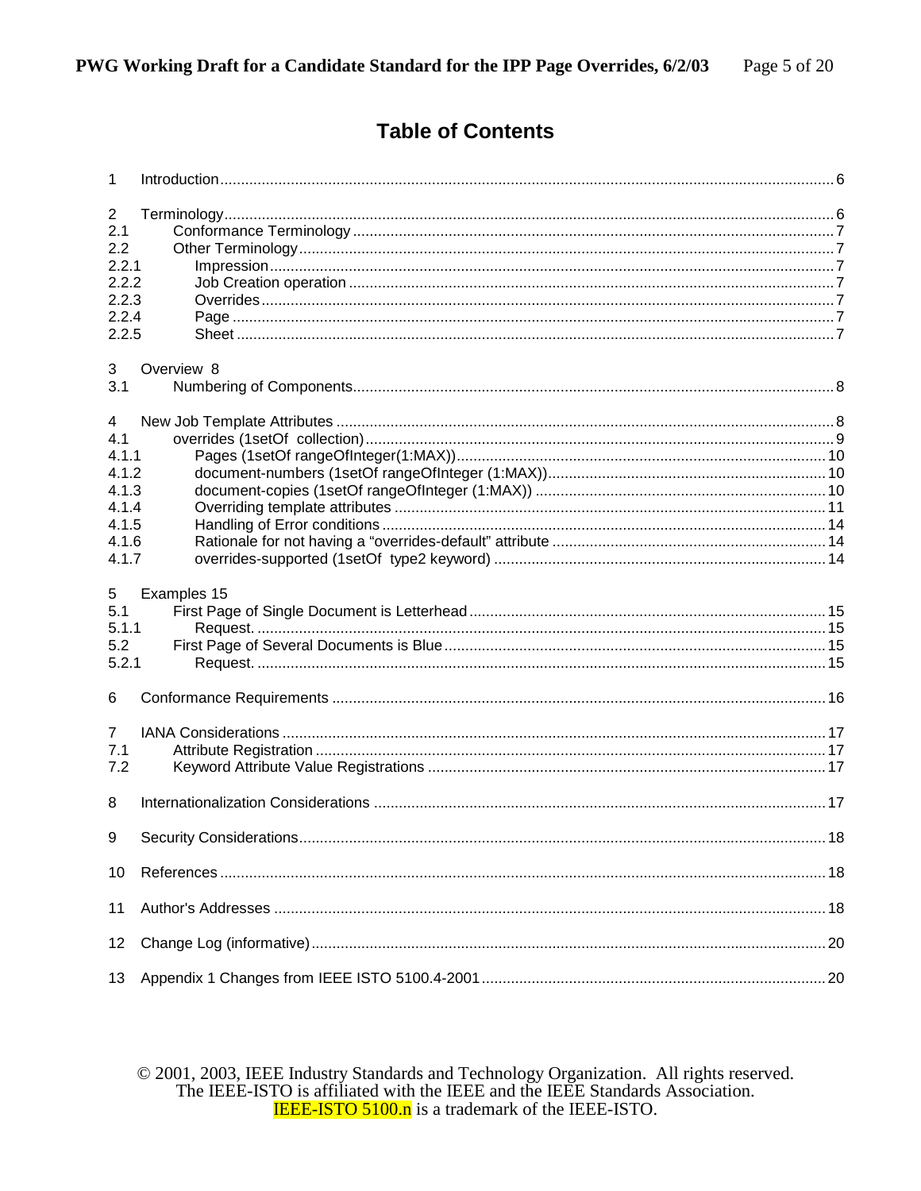# Table of Contents

1 Introduction .......... 6

2 Terminology .......... 6
2.1 Conformance Terminology .......... 7
2.2 Other Terminology .......... 7
2.2.1 Impression .......... 7
2.2.2 Job Creation operation .......... 7
2.2.3 Overrides .......... 7
2.2.4 Page .......... 7
2.2.5 Sheet .......... 7

3 Overview 8
3.1 Numbering of Components .......... 8

4 New Job Template Attributes .......... 8
4.1 overrides (1setOf collection) .......... 9
4.1.1 Pages (1setOf rangeOfInteger(1:MAX)) .......... 10
4.1.2 document-numbers (1setOf rangeOfInteger (1:MAX)) .......... 10
4.1.3 document-copies (1setOf rangeOfInteger (1:MAX)) .......... 10
4.1.4 Overriding template attributes .......... 11
4.1.5 Handling of Error conditions .......... 14
4.1.6 Rationale for not having a “overrides-default” attribute .......... 14
4.1.7 overrides-supported (1setOf type2 keyword) .......... 14

5 Examples 15
5.1 First Page of Single Document is Letterhead .......... 15
5.1.1 Request. .......... 15
5.2 First Page of Several Documents is Blue .......... 15
5.2.1 Request. .......... 15

6 Conformance Requirements .......... 16

7 IANA Considerations .......... 17
7.1 Attribute Registration .......... 17
7.2 Keyword Attribute Value Registrations .......... 17

8 Internationalization Considerations .......... 17

9 Security Considerations .......... 18

10 References .......... 18

11 Author's Addresses .......... 18

12 Change Log (informative) .......... 20

13 Appendix 1 Changes from IEEE ISTO 5100.4-2001 .......... 20

© 2001, 2003, IEEE Industry Standards and Technology Organization. All rights reserved.
The IEEE-ISTO is affiliated with the IEEE and the IEEE Standards Association.
IEEE-ISTO 5100.n is a trademark of the IEEE-ISTO.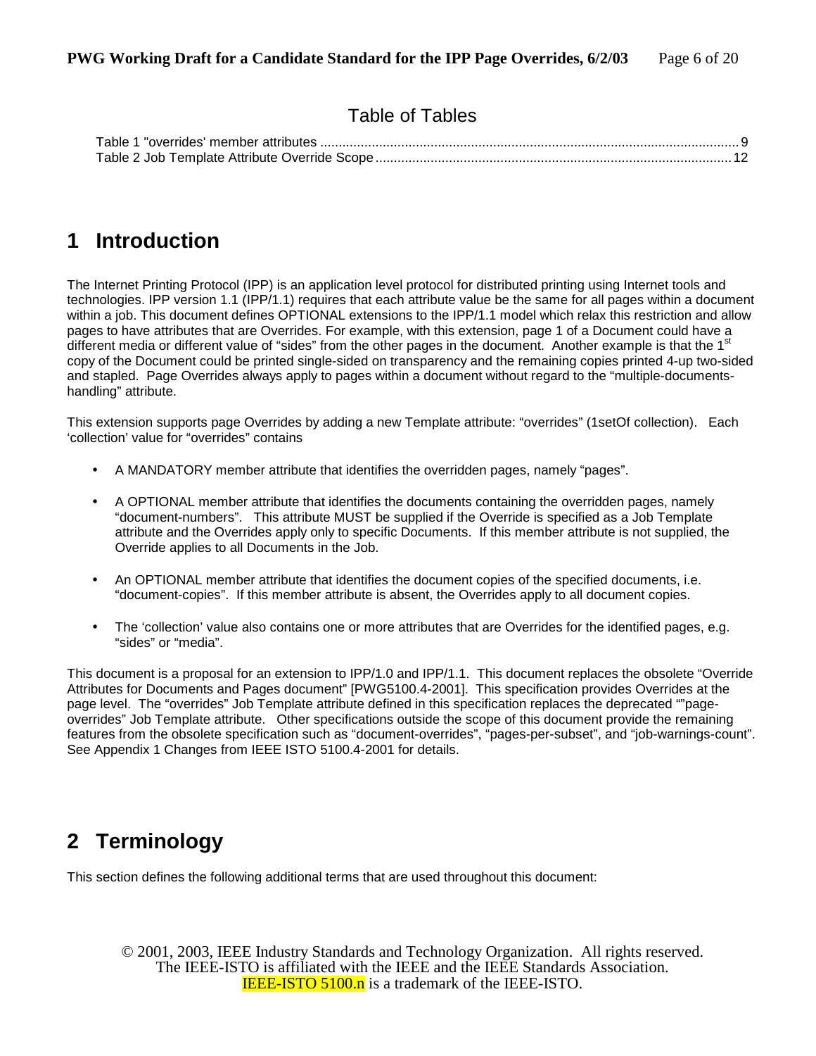## Table of Tables

Table 1 "overrides' member attributes ........................................................................................................ 9
Table 2 Job Template Attribute Override Scope ............................................................................................ 12

# 1 Introduction

The Internet Printing Protocol (IPP) is an application level protocol for distributed printing using Internet tools and technologies. IPP version 1.1 (IPP/1.1) requires that each attribute value be the same for all pages within a document within a job. This document defines OPTIONAL extensions to the IPP/1.1 model which relax this restriction and allow pages to have attributes that are Overrides. For example, with this extension, page 1 of a Document could have a different media or different value of "sides" from the other pages in the document. Another example is that the 1st copy of the Document could be printed single-sided on transparency and the remaining copies printed 4-up two-sided and stapled. Page Overrides always apply to pages within a document without regard to the "multiple-documents-handling" attribute.

This extension supports page Overrides by adding a new Template attribute: "overrides" (1setOf collection). Each 'collection' value for "overrides" contains

- A MANDATORY member attribute that identifies the overridden pages, namely "pages".
- A OPTIONAL member attribute that identifies the documents containing the overridden pages, namely "document-numbers". This attribute MUST be supplied if the Override is specified as a Job Template attribute and the Overrides apply only to specific Documents. If this member attribute is not supplied, the Override applies to all Documents in the Job.
- An OPTIONAL member attribute that identifies the document copies of the specified documents, i.e. "document-copies". If this member attribute is absent, the Overrides apply to all document copies.
- The 'collection' value also contains one or more attributes that are Overrides for the identified pages, e.g. "sides" or "media".

This document is a proposal for an extension to IPP/1.0 and IPP/1.1. This document replaces the obsolete "Override Attributes for Documents and Pages document" [PWG5100.4-2001]. This specification provides Overrides at the page level. The "overrides" Job Template attribute defined in this specification replaces the deprecated ""page-overrides" Job Template attribute. Other specifications outside the scope of this document provide the remaining features from the obsolete specification such as "document-overrides", "pages-per-subset", and "job-warnings-count". See Appendix 1 Changes from IEEE ISTO 5100.4-2001 for details.

# 2 Terminology

This section defines the following additional terms that are used throughout this document:

© 2001, 2003, IEEE Industry Standards and Technology Organization. All rights reserved.
The IEEE-ISTO is affiliated with the IEEE and the IEEE Standards Association.
IEEE-ISTO 5100.n is a trademark of the IEEE-ISTO.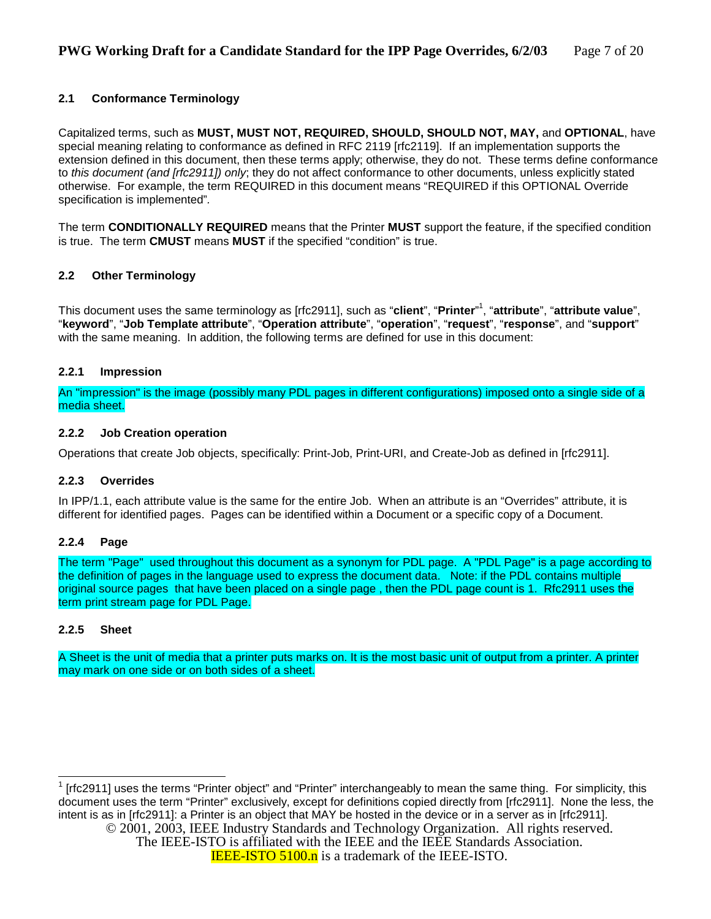### 2.1 Conformance Terminology

Capitalized terms, such as **MUST, MUST NOT, REQUIRED, SHOULD, SHOULD NOT, MAY,** and **OPTIONAL**, have special meaning relating to conformance as defined in RFC 2119 [rfc2119]. If an implementation supports the extension defined in this document, then these terms apply; otherwise, they do not. These terms define conformance to *this document (and [rfc2911]) only*; they do not affect conformance to other documents, unless explicitly stated otherwise. For example, the term REQUIRED in this document means "REQUIRED if this OPTIONAL Override specification is implemented".

The term **CONDITIONALLY REQUIRED** means that the Printer **MUST** support the feature, if the specified condition is true. The term **CMUST** means **MUST** if the specified "condition" is true.

### 2.2 Other Terminology

This document uses the same terminology as [rfc2911], such as "**client**", "**Printer**"[1], "**attribute**", "**attribute value**", "**keyword**", "**Job Template attribute**", "**Operation attribute**", "**operation**", "**request**", "**response**", and "**support**" with the same meaning. In addition, the following terms are defined for use in this document:

#### 2.2.1 Impression

An "impression" is the image (possibly many PDL pages in different configurations) imposed onto a single side of a media sheet.

#### 2.2.2 Job Creation operation

Operations that create Job objects, specifically: Print-Job, Print-URI, and Create-Job as defined in [rfc2911].

#### 2.2.3 Overrides

In IPP/1.1, each attribute value is the same for the entire Job. When an attribute is an "Overrides" attribute, it is different for identified pages. Pages can be identified within a Document or a specific copy of a Document.

#### 2.2.4 Page

The term "Page" used throughout this document as a synonym for PDL page. A "PDL Page" is a page according to the definition of pages in the language used to express the document data. Note: if the PDL contains multiple original source pages that have been placed on a single page , then the PDL page count is 1. Rfc2911 uses the term print stream page for PDL Page.

#### 2.2.5 Sheet

A Sheet is the unit of media that a printer puts marks on. It is the most basic unit of output from a printer. A printer may mark on one side or on both sides of a sheet.

---

[1] [rfc2911] uses the terms "Printer object" and "Printer" interchangeably to mean the same thing. For simplicity, this document uses the term "Printer" exclusively, except for definitions copied directly from [rfc2911]. None the less, the intent is as in [rfc2911]: a Printer is an object that MAY be hosted in the device or in a server as in [rfc2911].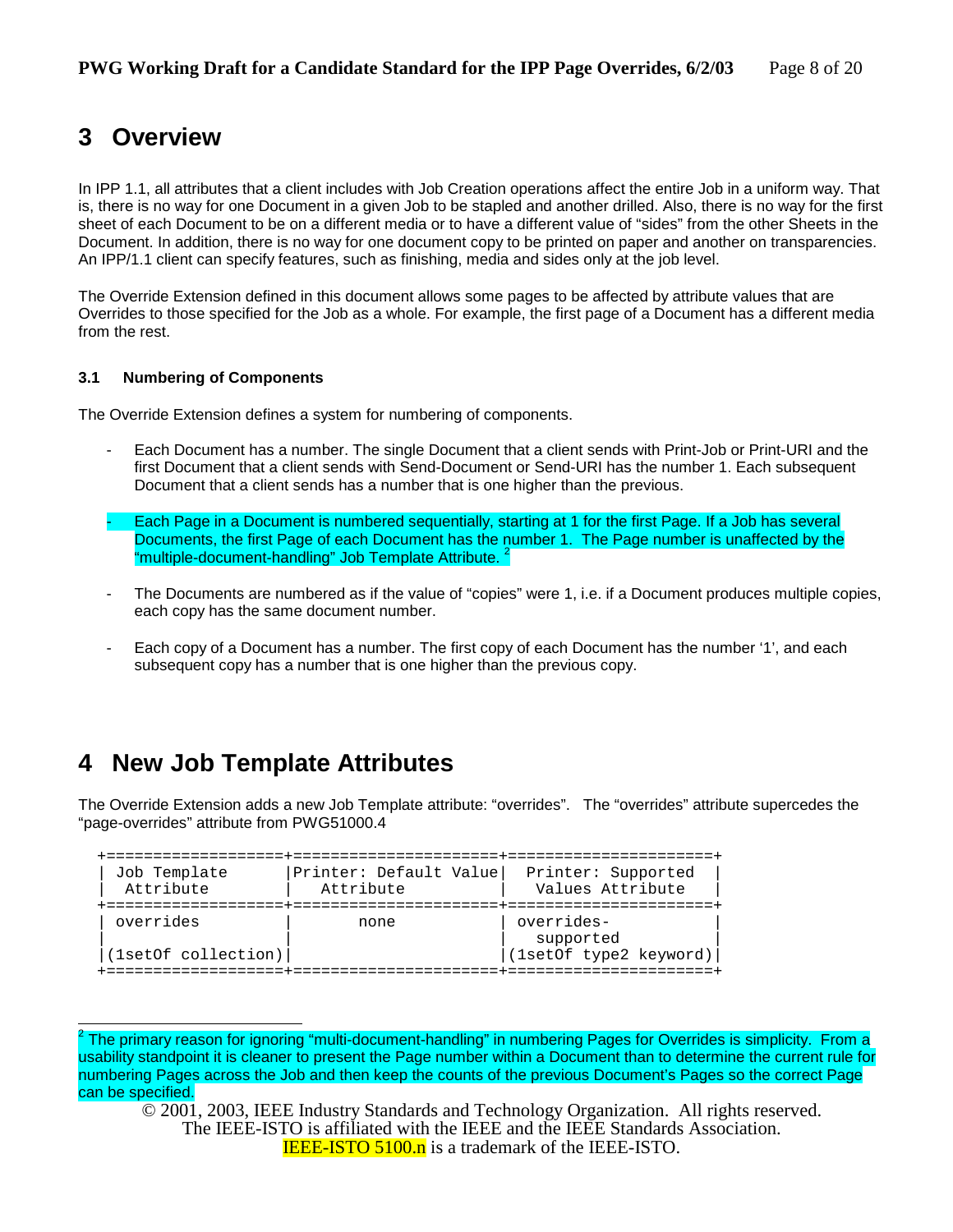# 3 Overview

In IPP 1.1, all attributes that a client includes with Job Creation operations affect the entire Job in a uniform way. That is, there is no way for one Document in a given Job to be stapled and another drilled. Also, there is no way for the first sheet of each Document to be on a different media or to have a different value of "sides" from the other Sheets in the Document. In addition, there is no way for one document copy to be printed on paper and another on transparencies. An IPP/1.1 client can specify features, such as finishing, media and sides only at the job level.

The Override Extension defined in this document allows some pages to be affected by attribute values that are Overrides to those specified for the Job as a whole. For example, the first page of a Document has a different media from the rest.

### 3.1 Numbering of Components

The Override Extension defines a system for numbering of components.

- Each Document has a number. The single Document that a client sends with Print-Job or Print-URI and the first Document that a client sends with Send-Document or Send-URI has the number 1. Each subsequent Document that a client sends has a number that is one higher than the previous.

- Each Page in a Document is numbered sequentially, starting at 1 for the first Page. If a Job has several Documents, the first Page of each Document has the number 1. The Page number is unaffected by the "multiple-document-handling" Job Template Attribute. [2]

- The Documents are numbered as if the value of "copies" were 1, i.e. if a Document produces multiple copies, each copy has the same document number.

- Each copy of a Document has a number. The first copy of each Document has the number '1', and each subsequent copy has a number that is one higher than the previous copy.

# 4 New Job Template Attributes

The Override Extension adds a new Job Template attribute: "overrides". The "overrides" attribute supercedes the "page-overrides" attribute from PWG51000.4

| Job Template Attribute | Printer: Default Value Attribute | Printer: Supported Values Attribute |
|---|---|---|
| overrides (1setOf collection) | none | overrides-supported (1setOf type2 keyword) |

[2] The primary reason for ignoring "multi-document-handling" in numbering Pages for Overrides is simplicity. From a usability standpoint it is cleaner to present the Page number within a Document than to determine the current rule for numbering Pages across the Job and then keep the counts of the previous Document's Pages so the correct Page can be specified.

© 2001, 2003, IEEE Industry Standards and Technology Organization. All rights reserved.
The IEEE-ISTO is affiliated with the IEEE and the IEEE Standards Association.
IEEE-ISTO 5100.n is a trademark of the IEEE-ISTO.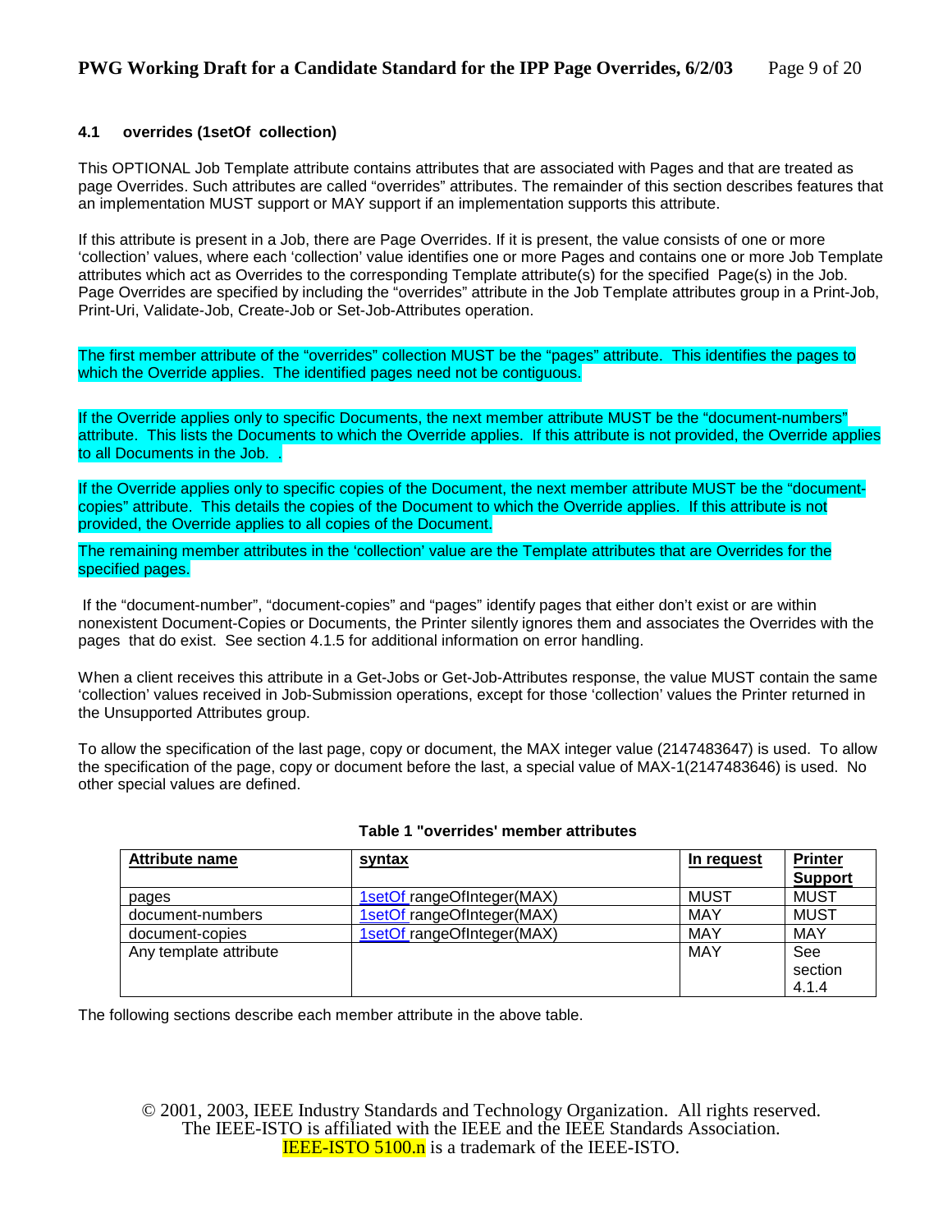### 4.1 overrides (1setOf collection)

This OPTIONAL Job Template attribute contains attributes that are associated with Pages and that are treated as page Overrides. Such attributes are called "overrides" attributes. The remainder of this section describes features that an implementation MUST support or MAY support if an implementation supports this attribute.

If this attribute is present in a Job, there are Page Overrides. If it is present, the value consists of one or more 'collection' values, where each 'collection' value identifies one or more Pages and contains one or more Job Template attributes which act as Overrides to the corresponding Template attribute(s) for the specified Page(s) in the Job. Page Overrides are specified by including the "overrides" attribute in the Job Template attributes group in a Print-Job, Print-Uri, Validate-Job, Create-Job or Set-Job-Attributes operation.

The first member attribute of the "overrides" collection MUST be the "pages" attribute. This identifies the pages to which the Override applies. The identified pages need not be contiguous.

If the Override applies only to specific Documents, the next member attribute MUST be the "document-numbers" attribute. This lists the Documents to which the Override applies. If this attribute is not provided, the Override applies to all Documents in the Job. .

If the Override applies only to specific copies of the Document, the next member attribute MUST be the "document-copies" attribute. This details the copies of the Document to which the Override applies. If this attribute is not provided, the Override applies to all copies of the Document.

The remaining member attributes in the 'collection' value are the Template attributes that are Overrides for the specified pages.

If the "document-number", "document-copies" and "pages" identify pages that either don't exist or are within nonexistent Document-Copies or Documents, the Printer silently ignores them and associates the Overrides with the pages that do exist. See section 4.1.5 for additional information on error handling.

When a client receives this attribute in a Get-Jobs or Get-Job-Attributes response, the value MUST contain the same 'collection' values received in Job-Submission operations, except for those 'collection' values the Printer returned in the Unsupported Attributes group.

To allow the specification of the last page, copy or document, the MAX integer value (2147483647) is used. To allow the specification of the page, copy or document before the last, a special value of MAX-1(2147483646) is used. No other special values are defined.

**Table 1 "overrides' member attributes**

| Attribute name | syntax | In request | Printer Support |
|---|---|---|---|
| pages | 1setOf rangeOfInteger(MAX) | MUST | MUST |
| document-numbers | 1setOf rangeOfInteger(MAX) | MAY | MUST |
| document-copies | 1setOf rangeOfInteger(MAX) | MAY | MAY |
| Any template attribute | | MAY | See section 4.1.4 |

The following sections describe each member attribute in the above table.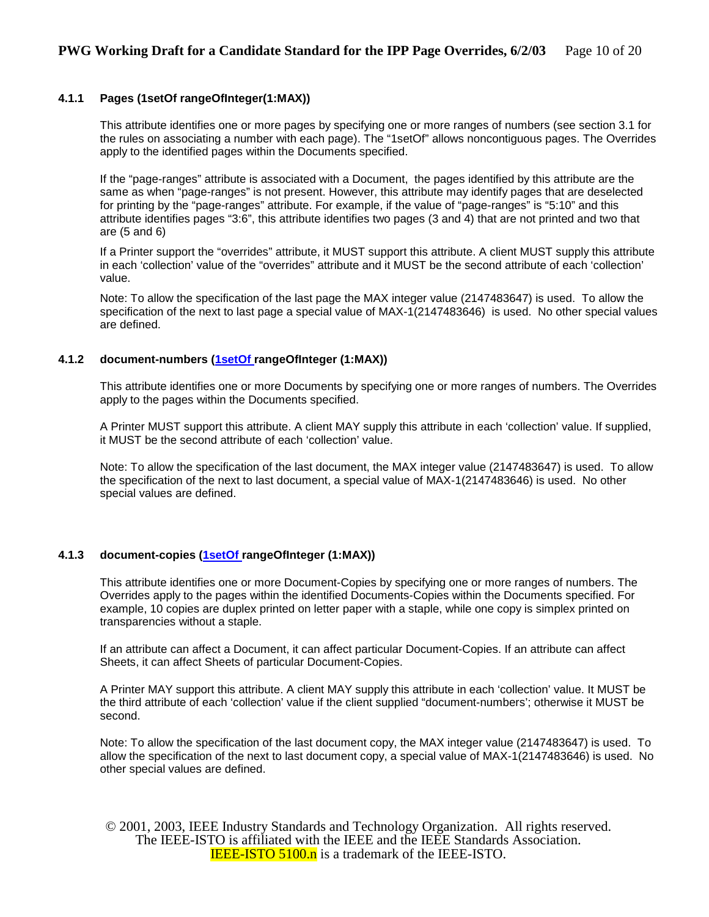### 4.1.1 Pages (1setOf rangeOfInteger(1:MAX))

This attribute identifies one or more pages by specifying one or more ranges of numbers (see section 3.1 for the rules on associating a number with each page). The "1setOf" allows noncontiguous pages. The Overrides apply to the identified pages within the Documents specified.

If the "page-ranges" attribute is associated with a Document, the pages identified by this attribute are the same as when "page-ranges" is not present. However, this attribute may identify pages that are deselected for printing by the "page-ranges" attribute. For example, if the value of "page-ranges" is "5:10" and this attribute identifies pages "3:6", this attribute identifies two pages (3 and 4) that are not printed and two that are (5 and 6)

If a Printer support the "overrides" attribute, it MUST support this attribute. A client MUST supply this attribute in each 'collection' value of the "overrides" attribute and it MUST be the second attribute of each 'collection' value.

Note: To allow the specification of the last page the MAX integer value (2147483647) is used. To allow the specification of the next to last page a special value of MAX-1(2147483646) is used. No other special values are defined.

### 4.1.2 document-numbers (1setOf rangeOfInteger (1:MAX))

This attribute identifies one or more Documents by specifying one or more ranges of numbers. The Overrides apply to the pages within the Documents specified.

A Printer MUST support this attribute. A client MAY supply this attribute in each 'collection' value. If supplied, it MUST be the second attribute of each 'collection' value.

Note: To allow the specification of the last document, the MAX integer value (2147483647) is used. To allow the specification of the next to last document, a special value of MAX-1(2147483646) is used. No other special values are defined.

### 4.1.3 document-copies (1setOf rangeOfInteger (1:MAX))

This attribute identifies one or more Document-Copies by specifying one or more ranges of numbers. The Overrides apply to the pages within the identified Documents-Copies within the Documents specified. For example, 10 copies are duplex printed on letter paper with a staple, while one copy is simplex printed on transparencies without a staple.

If an attribute can affect a Document, it can affect particular Document-Copies. If an attribute can affect Sheets, it can affect Sheets of particular Document-Copies.

A Printer MAY support this attribute. A client MAY supply this attribute in each 'collection' value. It MUST be the third attribute of each 'collection' value if the client supplied "document-numbers'; otherwise it MUST be second.

Note: To allow the specification of the last document copy, the MAX integer value (2147483647) is used. To allow the specification of the next to last document copy, a special value of MAX-1(2147483646) is used. No other special values are defined.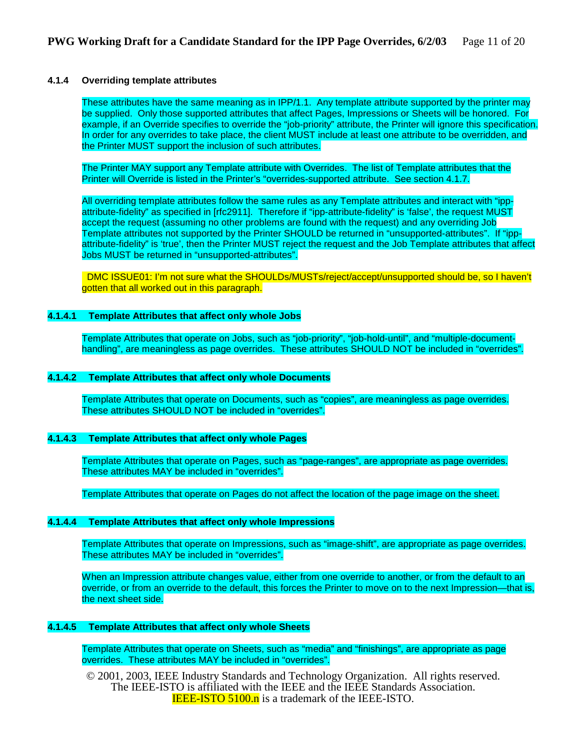#### 4.1.4 Overriding template attributes

These attributes have the same meaning as in IPP/1.1. Any template attribute supported by the printer may be supplied. Only those supported attributes that affect Pages, Impressions or Sheets will be honored. For example, if an Override specifies to override the "job-priority" attribute, the Printer will ignore this specification. In order for any overrides to take place, the client MUST include at least one attribute to be overridden, and the Printer MUST support the inclusion of such attributes.

The Printer MAY support any Template attribute with Overrides. The list of Template attributes that the Printer will Override is listed in the Printer's "overrides-supported attribute. See section 4.1.7.

All overriding template attributes follow the same rules as any Template attributes and interact with "ipp-attribute-fidelity" as specified in [rfc2911]. Therefore if "ipp-attribute-fidelity" is 'false', the request MUST accept the request (assuming no other problems are found with the request) and any overriding Job Template attributes not supported by the Printer SHOULD be returned in "unsupported-attributes". If "ipp-attribute-fidelity" is 'true', then the Printer MUST reject the request and the Job Template attributes that affect Jobs MUST be returned in "unsupported-attributes".

DMC ISSUE01: I'm not sure what the SHOULDs/MUSTs/reject/accept/unsupported should be, so I haven't gotten that all worked out in this paragraph.

##### 4.1.4.1 Template Attributes that affect only whole Jobs

Template Attributes that operate on Jobs, such as "job-priority", "job-hold-until", and "multiple-document-handling", are meaningless as page overrides. These attributes SHOULD NOT be included in "overrides".

##### 4.1.4.2 Template Attributes that affect only whole Documents

Template Attributes that operate on Documents, such as "copies", are meaningless as page overrides. These attributes SHOULD NOT be included in "overrides".

##### 4.1.4.3 Template Attributes that affect only whole Pages

Template Attributes that operate on Pages, such as "page-ranges", are appropriate as page overrides. These attributes MAY be included in "overrides".

Template Attributes that operate on Pages do not affect the location of the page image on the sheet.

##### 4.1.4.4 Template Attributes that affect only whole Impressions

Template Attributes that operate on Impressions, such as "image-shift", are appropriate as page overrides. These attributes MAY be included in "overrides".

When an Impression attribute changes value, either from one override to another, or from the default to an override, or from an override to the default, this forces the Printer to move on to the next Impression—that is, the next sheet side.

##### 4.1.4.5 Template Attributes that affect only whole Sheets

Template Attributes that operate on Sheets, such as "media" and "finishings", are appropriate as page overrides. These attributes MAY be included in "overrides".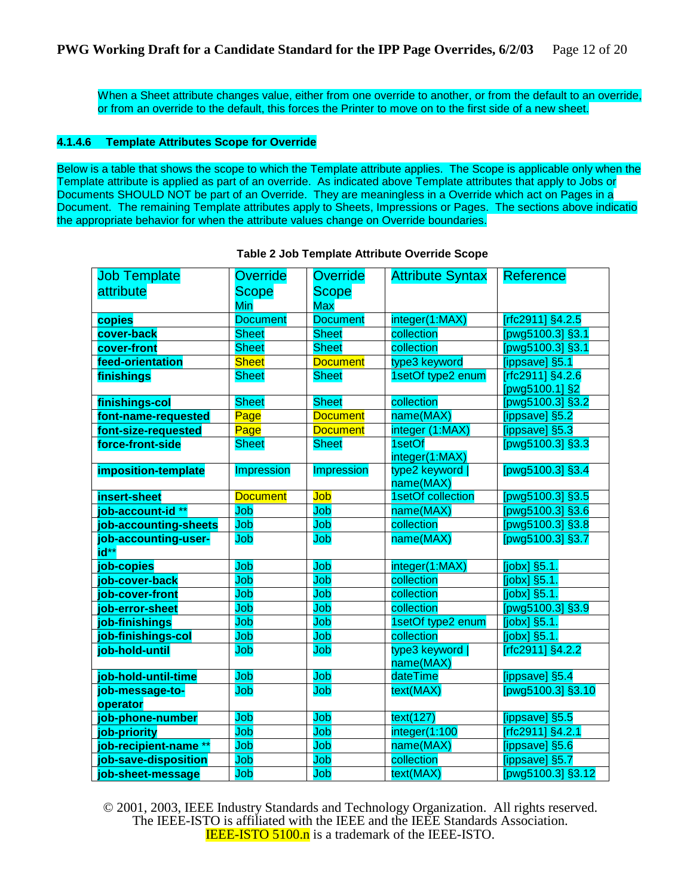When a Sheet attribute changes value, either from one override to another, or from the default to an override, or from an override to the default, this forces the Printer to move on to the first side of a new sheet.

#### 4.1.4.6 Template Attributes Scope for Override

Below is a table that shows the scope to which the Template attribute applies. The Scope is applicable only when the Template attribute is applied as part of an override. As indicated above Template attributes that apply to Jobs or Documents SHOULD NOT be part of an Override. They are meaningless in a Override which act on Pages in a Document. The remaining Template attributes apply to Sheets, Impressions or Pages. The sections above indicatio the appropriate behavior for when the attribute values change on Override boundaries.

**Table 2 Job Template Attribute Override Scope**

| Job Template attribute | Override Scope Min | Override Scope Max | Attribute Syntax | Reference |
|---|---|---|---|---|
| **copies** | Document | Document | integer(1:MAX) | [rfc2911] §4.2.5 |
| **cover-back** | Sheet | Sheet | collection | [pwg5100.3] §3.1 |
| **cover-front** | Sheet | Sheet | collection | [pwg5100.3] §3.1 |
| **feed-orientation** | Sheet | Document | type3 keyword | [ippsave] §5.1 |
| **finishings** | Sheet | Sheet | 1setOf type2 enum | [rfc2911] §4.2.6 [pwg5100.1] §2 |
| **finishings-col** | Sheet | Sheet | collection | [pwg5100.3] §3.2 |
| **font-name-requested** | Page | Document | name(MAX) | [ippsave] §5.2 |
| **font-size-requested** | Page | Document | integer (1:MAX) | [ippsave] §5.3 |
| **force-front-side** | Sheet | Sheet | 1setOf integer(1:MAX) | [pwg5100.3] §3.3 |
| **imposition-template** | Impression | Impression | type2 keyword \| name(MAX) | [pwg5100.3] §3.4 |
| **insert-sheet** | Document | Job | 1setOf collection | [pwg5100.3] §3.5 |
| **job-account-id** ** | Job | Job | name(MAX) | [pwg5100.3] §3.6 |
| **job-accounting-sheets** | Job | Job | collection | [pwg5100.3] §3.8 |
| **job-accounting-user-id**** | Job | Job | name(MAX) | [pwg5100.3] §3.7 |
| **job-copies** | Job | Job | integer(1:MAX) | [jobx] §5.1. |
| **job-cover-back** | Job | Job | collection | [jobx] §5.1. |
| **job-cover-front** | Job | Job | collection | [jobx] §5.1. |
| **job-error-sheet** | Job | Job | collection | [pwg5100.3] §3.9 |
| **job-finishings** | Job | Job | 1setOf type2 enum | [jobx] §5.1. |
| **job-finishings-col** | Job | Job | collection | [jobx] §5.1. |
| **job-hold-until** | Job | Job | type3 keyword \| name(MAX) | [rfc2911] §4.2.2 |
| **job-hold-until-time** | Job | Job | dateTime | [ippsave] §5.4 |
| **job-message-to-operator** | Job | Job | text(MAX) | [pwg5100.3] §3.10 |
| **job-phone-number** | Job | Job | text(127) | [ippsave] §5.5 |
| **job-priority** | Job | Job | integer(1:100 | [rfc2911] §4.2.1 |
| **job-recipient-name** ** | Job | Job | name(MAX) | [ippsave] §5.6 |
| **job-save-disposition** | Job | Job | collection | [ippsave] §5.7 |
| **job-sheet-message** | Job | Job | text(MAX) | [pwg5100.3] §3.12 |

© 2001, 2003, IEEE Industry Standards and Technology Organization. All rights reserved.
The IEEE-ISTO is affiliated with the IEEE and the IEEE Standards Association.
IEEE-ISTO 5100.n is a trademark of the IEEE-ISTO.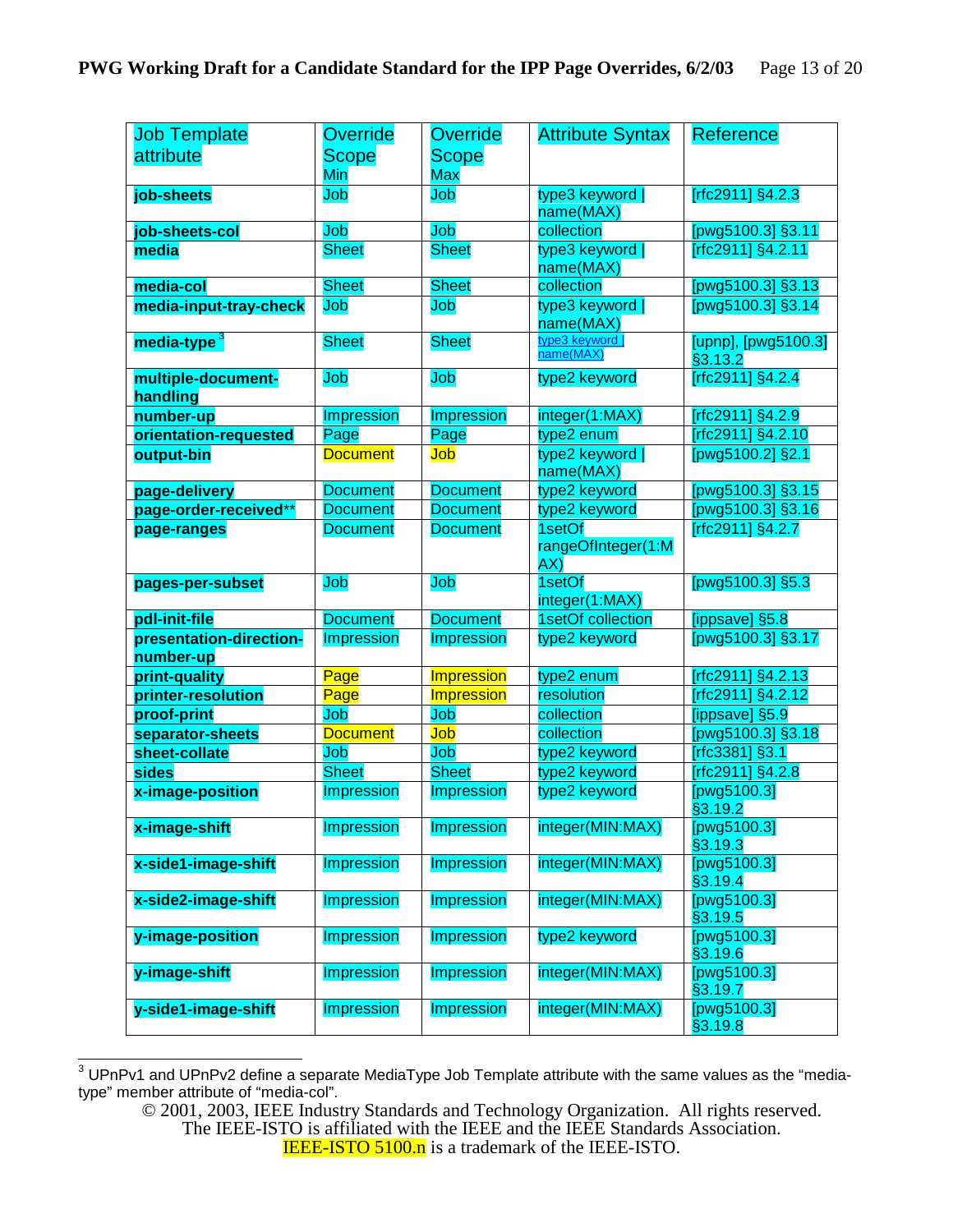| Job Template attribute | Override Scope Min | Override Scope Max | Attribute Syntax | Reference |
|---|---|---|---|---|
| **job-sheets** | Job | Job | type3 keyword \| name(MAX) | [rfc2911] §4.2.3 |
| **job-sheets-col** | Job | Job | collection | [pwg5100.3] §3.11 |
| **media** | Sheet | Sheet | type3 keyword \| name(MAX) | [rfc2911] §4.2.11 |
| **media-col** | Sheet | Sheet | collection | [pwg5100.3] §3.13 |
| **media-input-tray-check** | Job | Job | type3 keyword \| name(MAX) | [pwg5100.3] §3.14 |
| **media-type** [3] | Sheet | Sheet | type3 keyword \| name(MAX) | [upnp], [pwg5100.3] §3.13.2 |
| **multiple-document-handling** | Job | Job | type2 keyword | [rfc2911] §4.2.4 |
| **number-up** | Impression | Impression | integer(1:MAX) | [rfc2911] §4.2.9 |
| **orientation-requested** | Page | Page | type2 enum | [rfc2911] §4.2.10 |
| **output-bin** | Document | Job | type2 keyword \| name(MAX) | [pwg5100.2] §2.1 |
| **page-delivery** | Document | Document | type2 keyword | [pwg5100.3] §3.15 |
| **page-order-received**** | Document | Document | type2 keyword | [pwg5100.3] §3.16 |
| **page-ranges** | Document | Document | 1setOf rangeOfInteger(1:MAX) | [rfc2911] §4.2.7 |
| **pages-per-subset** | Job | Job | 1setOf integer(1:MAX) | [pwg5100.3] §5.3 |
| **pdl-init-file** | Document | Document | 1setOf collection | [ippsave] §5.8 |
| **presentation-direction-number-up** | Impression | Impression | type2 keyword | [pwg5100.3] §3.17 |
| **print-quality** | Page | Impression | type2 enum | [rfc2911] §4.2.13 |
| **printer-resolution** | Page | Impression | resolution | [rfc2911] §4.2.12 |
| **proof-print** | Job | Job | collection | [ippsave] §5.9 |
| **separator-sheets** | Document | Job | collection | [pwg5100.3] §3.18 |
| **sheet-collate** | Job | Job | type2 keyword | [rfc3381] §3.1 |
| **sides** | Sheet | Sheet | type2 keyword | [rfc2911] §4.2.8 |
| **x-image-position** | Impression | Impression | type2 keyword | [pwg5100.3] §3.19.2 |
| **x-image-shift** | Impression | Impression | integer(MIN:MAX) | [pwg5100.3] §3.19.3 |
| **x-side1-image-shift** | Impression | Impression | integer(MIN:MAX) | [pwg5100.3] §3.19.4 |
| **x-side2-image-shift** | Impression | Impression | integer(MIN:MAX) | [pwg5100.3] §3.19.5 |
| **y-image-position** | Impression | Impression | type2 keyword | [pwg5100.3] §3.19.6 |
| **y-image-shift** | Impression | Impression | integer(MIN:MAX) | [pwg5100.3] §3.19.7 |
| **y-side1-image-shift** | Impression | Impression | integer(MIN:MAX) | [pwg5100.3] §3.19.8 |

[3] UPnPv1 and UPnPv2 define a separate MediaType Job Template attribute with the same values as the "media-type" member attribute of "media-col".

© 2001, 2003, IEEE Industry Standards and Technology Organization. All rights reserved.
The IEEE-ISTO is affiliated with the IEEE and the IEEE Standards Association.
IEEE-ISTO 5100.n is a trademark of the IEEE-ISTO.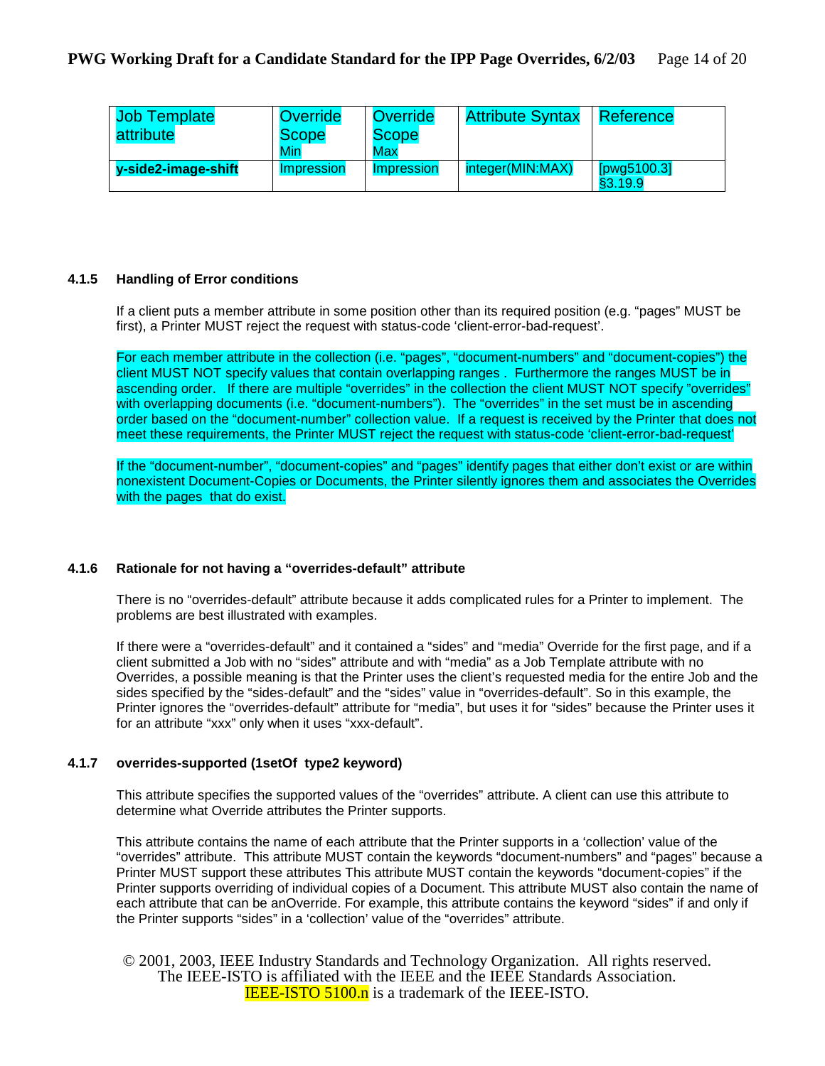| Job Template attribute | Override Scope Min | Override Scope Max | Attribute Syntax | Reference |
| --- | --- | --- | --- | --- |
| **y-side2-image-shift** | Impression | Impression | integer(MIN:MAX) | [pwg5100.3] §3.19.9 |

### 4.1.5 Handling of Error conditions

If a client puts a member attribute in some position other than its required position (e.g. "pages" MUST be first), a Printer MUST reject the request with status-code 'client-error-bad-request'.

For each member attribute in the collection (i.e. "pages", "document-numbers" and "document-copies") the client MUST NOT specify values that contain overlapping ranges . Furthermore the ranges MUST be in ascending order. If there are multiple "overrides" in the collection the client MUST NOT specify "overrides" with overlapping documents (i.e. "document-numbers"). The "overrides" in the set must be in ascending order based on the "document-number" collection value. If a request is received by the Printer that does not meet these requirements, the Printer MUST reject the request with status-code 'client-error-bad-request'

If the "document-number", "document-copies" and "pages" identify pages that either don't exist or are within nonexistent Document-Copies or Documents, the Printer silently ignores them and associates the Overrides with the pages that do exist.

### 4.1.6 Rationale for not having a "overrides-default" attribute

There is no "overrides-default" attribute because it adds complicated rules for a Printer to implement. The problems are best illustrated with examples.

If there were a "overrides-default" and it contained a "sides" and "media" Override for the first page, and if a client submitted a Job with no "sides" attribute and with "media" as a Job Template attribute with no Overrides, a possible meaning is that the Printer uses the client's requested media for the entire Job and the sides specified by the "sides-default" and the "sides" value in "overrides-default". So in this example, the Printer ignores the "overrides-default" attribute for "media", but uses it for "sides" because the Printer uses it for an attribute "xxx" only when it uses "xxx-default".

### 4.1.7 overrides-supported (1setOf type2 keyword)

This attribute specifies the supported values of the "overrides" attribute. A client can use this attribute to determine what Override attributes the Printer supports.

This attribute contains the name of each attribute that the Printer supports in a 'collection' value of the "overrides" attribute. This attribute MUST contain the keywords "document-numbers" and "pages" because a Printer MUST support these attributes This attribute MUST contain the keywords "document-copies" if the Printer supports overriding of individual copies of a Document. This attribute MUST also contain the name of each attribute that can be anOverride. For example, this attribute contains the keyword "sides" if and only if the Printer supports "sides" in a 'collection' value of the "overrides" attribute.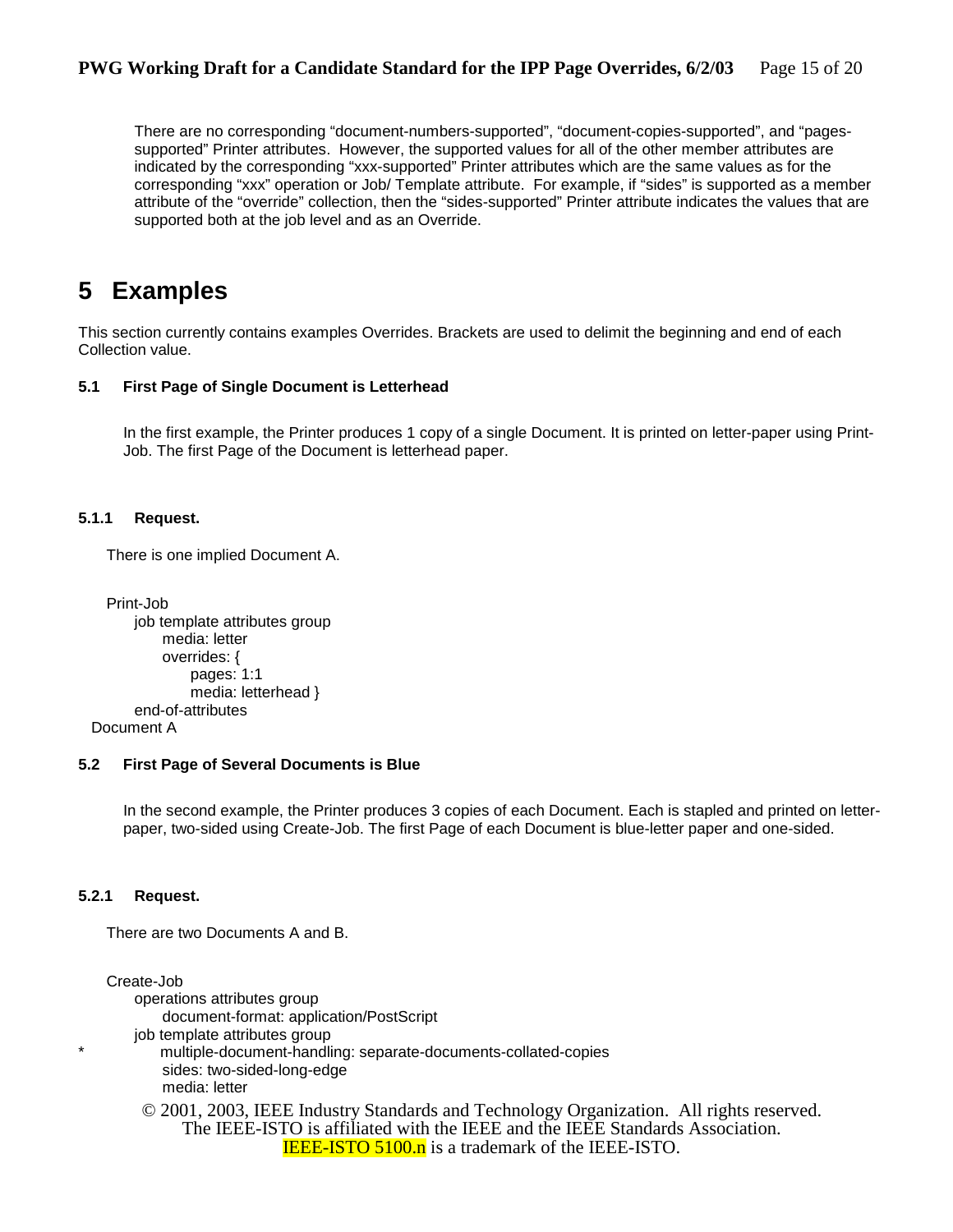There are no corresponding “document-numbers-supported”, “document-copies-supported”, and “pages-supported” Printer attributes. However, the supported values for all of the other member attributes are indicated by the corresponding “xxx-supported” Printer attributes which are the same values as for the corresponding “xxx” operation or Job/ Template attribute. For example, if “sides” is supported as a member attribute of the “override” collection, then the “sides-supported” Printer attribute indicates the values that are supported both at the job level and as an Override.

# 5 Examples

This section currently contains examples Overrides. Brackets are used to delimit the beginning and end of each Collection value.

### 5.1 First Page of Single Document is Letterhead

In the first example, the Printer produces 1 copy of a single Document. It is printed on letter-paper using Print-Job. The first Page of the Document is letterhead paper.

#### 5.1.1 Request.

There is one implied Document A.

```
Print-Job
    job template attributes group
        media: letter
        overrides: {
            pages: 1:1
            media: letterhead }
    end-of-attributes
Document A
```

### 5.2 First Page of Several Documents is Blue

In the second example, the Printer produces 3 copies of each Document. Each is stapled and printed on letter-paper, two-sided using Create-Job. The first Page of each Document is blue-letter paper and one-sided.

#### 5.2.1 Request.

There are two Documents A and B.

```
Create-Job
    operations attributes group
        document-format: application/PostScript
    job template attributes group
*       multiple-document-handling: separate-documents-collated-copies
        sides: two-sided-long-edge
        media: letter
```

© 2001, 2003, IEEE Industry Standards and Technology Organization. All rights reserved.
The IEEE-ISTO is affiliated with the IEEE and the IEEE Standards Association.
IEEE-ISTO 5100.n is a trademark of the IEEE-ISTO.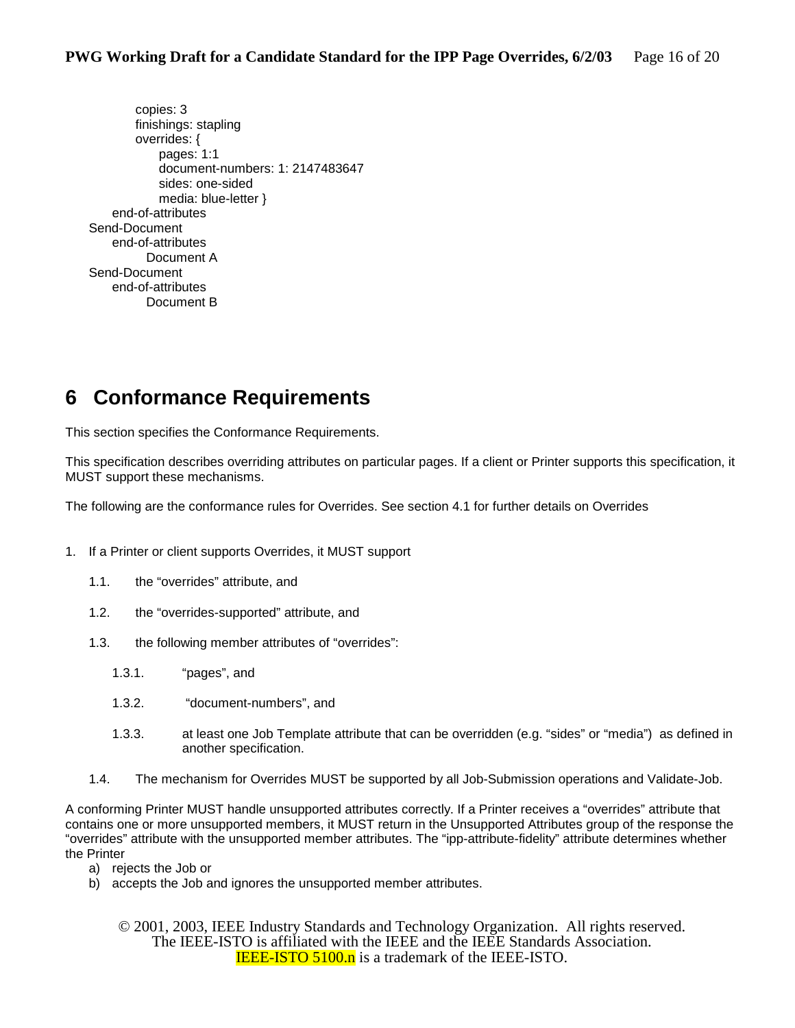```
            copies: 3
            finishings: stapling
            overrides: {
                pages: 1:1
                document-numbers: 1: 2147483647
                sides: one-sided
                media: blue-letter }
        end-of-attributes
    Send-Document
        end-of-attributes
              Document A
    Send-Document
        end-of-attributes
              Document B
```

# 6 Conformance Requirements

This section specifies the Conformance Requirements.

This specification describes overriding attributes on particular pages. If a client or Printer supports this specification, it MUST support these mechanisms.

The following are the conformance rules for Overrides. See section 4.1 for further details on Overrides

1. If a Printer or client supports Overrides, it MUST support

    1.1. the “overrides” attribute, and

    1.2. the “overrides-supported” attribute, and

    1.3. the following member attributes of “overrides”:

        1.3.1. “pages”, and

        1.3.2. “document-numbers”, and

        1.3.3. at least one Job Template attribute that can be overridden (e.g. “sides” or “media”) as defined in another specification.

    1.4. The mechanism for Overrides MUST be supported by all Job-Submission operations and Validate-Job.

A conforming Printer MUST handle unsupported attributes correctly. If a Printer receives a “overrides” attribute that contains one or more unsupported members, it MUST return in the Unsupported Attributes group of the response the “overrides” attribute with the unsupported member attributes. The “ipp-attribute-fidelity” attribute determines whether the Printer

a) rejects the Job or
b) accepts the Job and ignores the unsupported member attributes.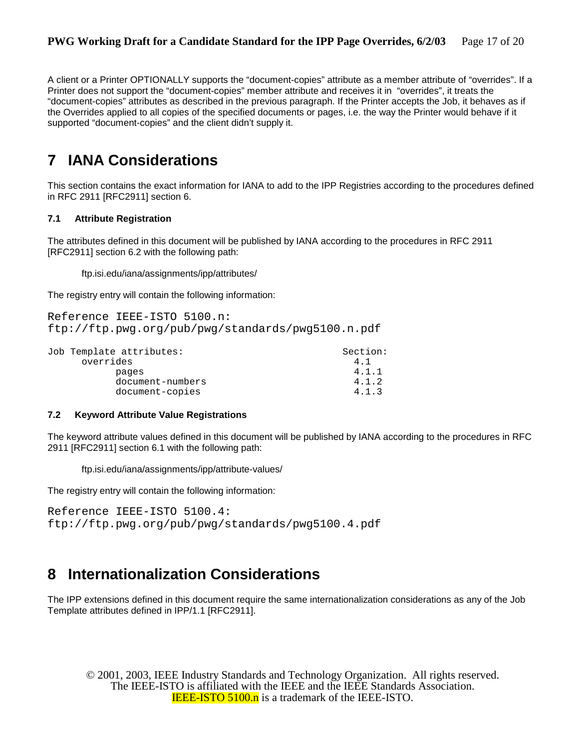A client or a Printer OPTIONALLY supports the “document-copies” attribute as a member attribute of “overrides”. If a Printer does not support the “document-copies” member attribute and receives it in “overrides”, it treats the “document-copies” attributes as described in the previous paragraph. If the Printer accepts the Job, it behaves as if the Overrides applied to all copies of the specified documents or pages, i.e. the way the Printer would behave if it supported “document-copies” and the client didn’t supply it.

# 7 IANA Considerations

This section contains the exact information for IANA to add to the IPP Registries according to the procedures defined in RFC 2911 [RFC2911] section 6.

### 7.1 Attribute Registration

The attributes defined in this document will be published by IANA according to the procedures in RFC 2911 [RFC2911] section 6.2 with the following path:

ftp.isi.edu/iana/assignments/ipp/attributes/

The registry entry will contain the following information:

```
Reference IEEE-ISTO 5100.n:
ftp://ftp.pwg.org/pub/pwg/standards/pwg5100.n.pdf

Job Template attributes:                              Section:
      overrides                                         4.1
            pages                                       4.1.1
            document-numbers                            4.1.2
            document-copies                             4.1.3
```

### 7.2 Keyword Attribute Value Registrations

The keyword attribute values defined in this document will be published by IANA according to the procedures in RFC 2911 [RFC2911] section 6.1 with the following path:

ftp.isi.edu/iana/assignments/ipp/attribute-values/

The registry entry will contain the following information:

```
Reference IEEE-ISTO 5100.4:
ftp://ftp.pwg.org/pub/pwg/standards/pwg5100.4.pdf
```

# 8 Internationalization Considerations

The IPP extensions defined in this document require the same internationalization considerations as any of the Job Template attributes defined in IPP/1.1 [RFC2911].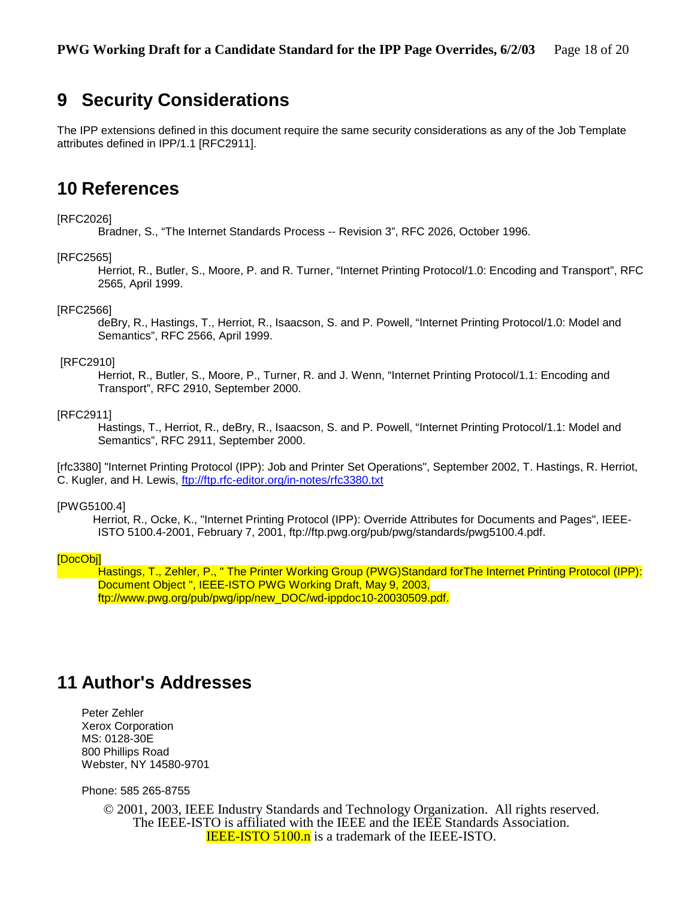# 9 Security Considerations

The IPP extensions defined in this document require the same security considerations as any of the Job Template attributes defined in IPP/1.1 [RFC2911].

# 10 References

[RFC2026]
Bradner, S., "The Internet Standards Process -- Revision 3", RFC 2026, October 1996.

[RFC2565]
Herriot, R., Butler, S., Moore, P. and R. Turner, "Internet Printing Protocol/1.0: Encoding and Transport", RFC 2565, April 1999.

[RFC2566]
deBry, R., Hastings, T., Herriot, R., Isaacson, S. and P. Powell, "Internet Printing Protocol/1.0: Model and Semantics", RFC 2566, April 1999.

[RFC2910]
Herriot, R., Butler, S., Moore, P., Turner, R. and J. Wenn, "Internet Printing Protocol/1.1: Encoding and Transport", RFC 2910, September 2000.

[RFC2911]
Hastings, T., Herriot, R., deBry, R., Isaacson, S. and P. Powell, "Internet Printing Protocol/1.1: Model and Semantics", RFC 2911, September 2000.

[rfc3380] "Internet Printing Protocol (IPP): Job and Printer Set Operations", September 2002, T. Hastings, R. Herriot, C. Kugler, and H. Lewis, ftp://ftp.rfc-editor.org/in-notes/rfc3380.txt

[PWG5100.4]
Herriot, R., Ocke, K., "Internet Printing Protocol (IPP): Override Attributes for Documents and Pages", IEEE-ISTO 5100.4-2001, February 7, 2001, ftp://ftp.pwg.org/pub/pwg/standards/pwg5100.4.pdf.

[DocObj]
Hastings, T., Zehler, P., " The Printer Working Group (PWG)Standard forThe Internet Printing Protocol (IPP): Document Object ", IEEE-ISTO PWG Working Draft, May 9, 2003, ftp://www.pwg.org/pub/pwg/ipp/new_DOC/wd-ippdoc10-20030509.pdf.

# 11 Author's Addresses

Peter Zehler
Xerox Corporation
MS: 0128-30E
800 Phillips Road
Webster, NY 14580-9701

Phone: 585 265-8755

© 2001, 2003, IEEE Industry Standards and Technology Organization. All rights reserved.
The IEEE-ISTO is affiliated with the IEEE and the IEEE Standards Association.
IEEE-ISTO 5100.n is a trademark of the IEEE-ISTO.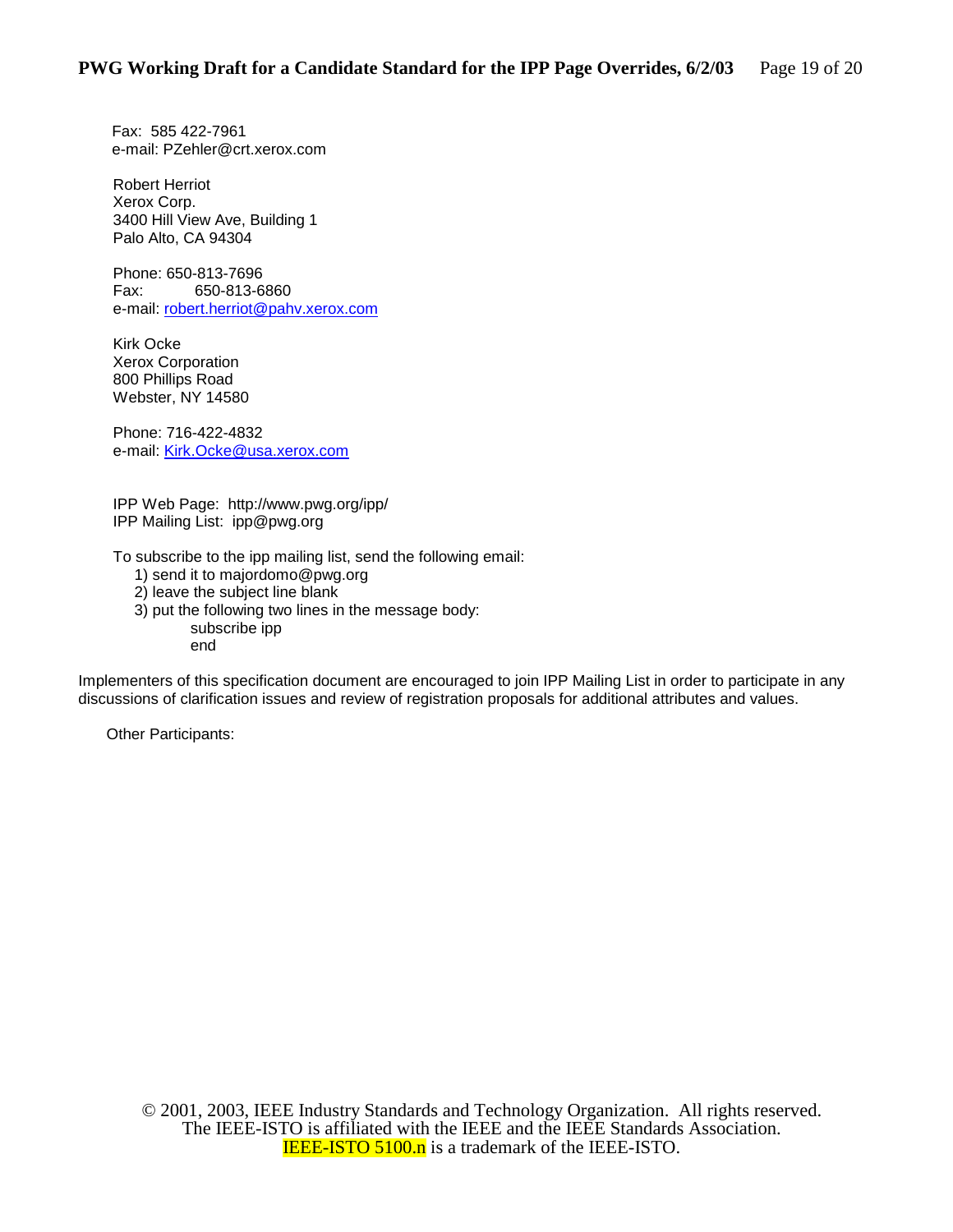Fax: 585 422-7961
e-mail: PZehler@crt.xerox.com

Robert Herriot
Xerox Corp.
3400 Hill View Ave, Building 1
Palo Alto, CA 94304

Phone: 650-813-7696
Fax: 650-813-6860
e-mail: robert.herriot@pahv.xerox.com

Kirk Ocke
Xerox Corporation
800 Phillips Road
Webster, NY 14580

Phone: 716-422-4832
e-mail: Kirk.Ocke@usa.xerox.com

IPP Web Page: http://www.pwg.org/ipp/
IPP Mailing List: ipp@pwg.org

To subscribe to the ipp mailing list, send the following email:

1) send it to majordomo@pwg.org
2) leave the subject line blank
3) put the following two lines in the message body:
   subscribe ipp
   end

Implementers of this specification document are encouraged to join IPP Mailing List in order to participate in any discussions of clarification issues and review of registration proposals for additional attributes and values.

Other Participants: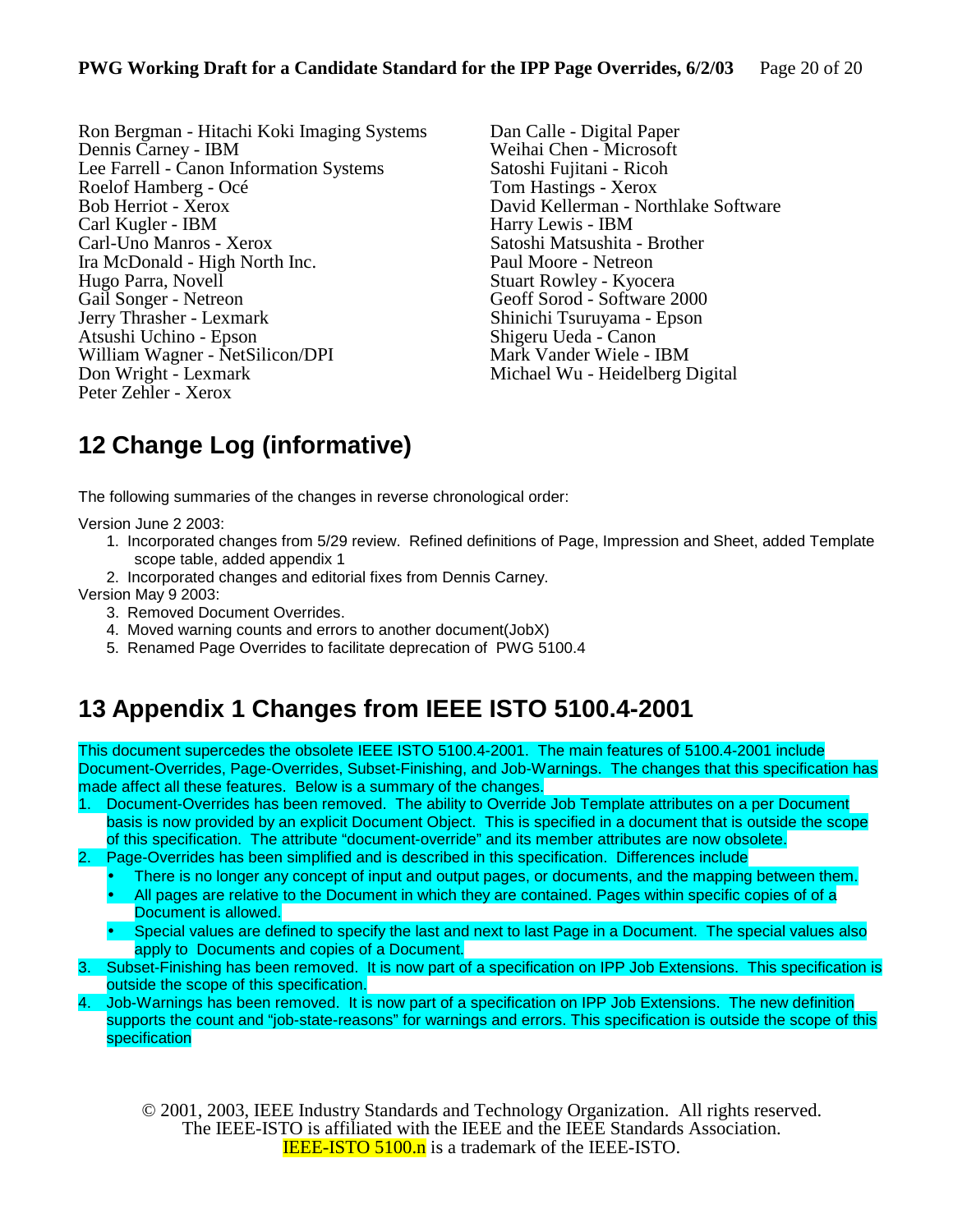Ron Bergman - Hitachi Koki Imaging Systems
Dennis Carney - IBM
Lee Farrell - Canon Information Systems
Roelof Hamberg - Océ
Bob Herriot - Xerox
Carl Kugler - IBM
Carl-Uno Manros - Xerox
Ira McDonald - High North Inc.
Hugo Parra, Novell
Gail Songer - Netreon
Jerry Thrasher - Lexmark
Atsushi Uchino - Epson
William Wagner - NetSilicon/DPI
Don Wright - Lexmark
Peter Zehler - Xerox
Dan Calle - Digital Paper
Weihai Chen - Microsoft
Satoshi Fujitani - Ricoh
Tom Hastings - Xerox
David Kellerman - Northlake Software
Harry Lewis - IBM
Satoshi Matsushita - Brother
Paul Moore - Netreon
Stuart Rowley - Kyocera
Geoff Sorod - Software 2000
Shinichi Tsuruyama - Epson
Shigeru Ueda - Canon
Mark Vander Wiele - IBM
Michael Wu - Heidelberg Digital

# 12 Change Log (informative)

The following summaries of the changes in reverse chronological order:

Version June 2 2003:

1. Incorporated changes from 5/29 review. Refined definitions of Page, Impression and Sheet, added Template scope table, added appendix 1
2. Incorporated changes and editorial fixes from Dennis Carney.

Version May 9 2003:

3. Removed Document Overrides.
4. Moved warning counts and errors to another document(JobX)
5. Renamed Page Overrides to facilitate deprecation of PWG 5100.4

# 13 Appendix 1 Changes from IEEE ISTO 5100.4-2001

This document supercedes the obsolete IEEE ISTO 5100.4-2001. The main features of 5100.4-2001 include Document-Overrides, Page-Overrides, Subset-Finishing, and Job-Warnings. The changes that this specification has made affect all these features. Below is a summary of the changes.

1. Document-Overrides has been removed. The ability to Override Job Template attributes on a per Document basis is now provided by an explicit Document Object. This is specified in a document that is outside the scope of this specification. The attribute "document-override" and its member attributes are now obsolete.
2. Page-Overrides has been simplified and is described in this specification. Differences include
   - There is no longer any concept of input and output pages, or documents, and the mapping between them.
   - All pages are relative to the Document in which they are contained. Pages within specific copies of of a Document is allowed.
   - Special values are defined to specify the last and next to last Page in a Document. The special values also apply to Documents and copies of a Document.
3. Subset-Finishing has been removed. It is now part of a specification on IPP Job Extensions. This specification is outside the scope of this specification.
4. Job-Warnings has been removed. It is now part of a specification on IPP Job Extensions. The new definition supports the count and "job-state-reasons" for warnings and errors. This specification is outside the scope of this specification

© 2001, 2003, IEEE Industry Standards and Technology Organization. All rights reserved.
The IEEE-ISTO is affiliated with the IEEE and the IEEE Standards Association.
IEEE-ISTO 5100.n is a trademark of the IEEE-ISTO.